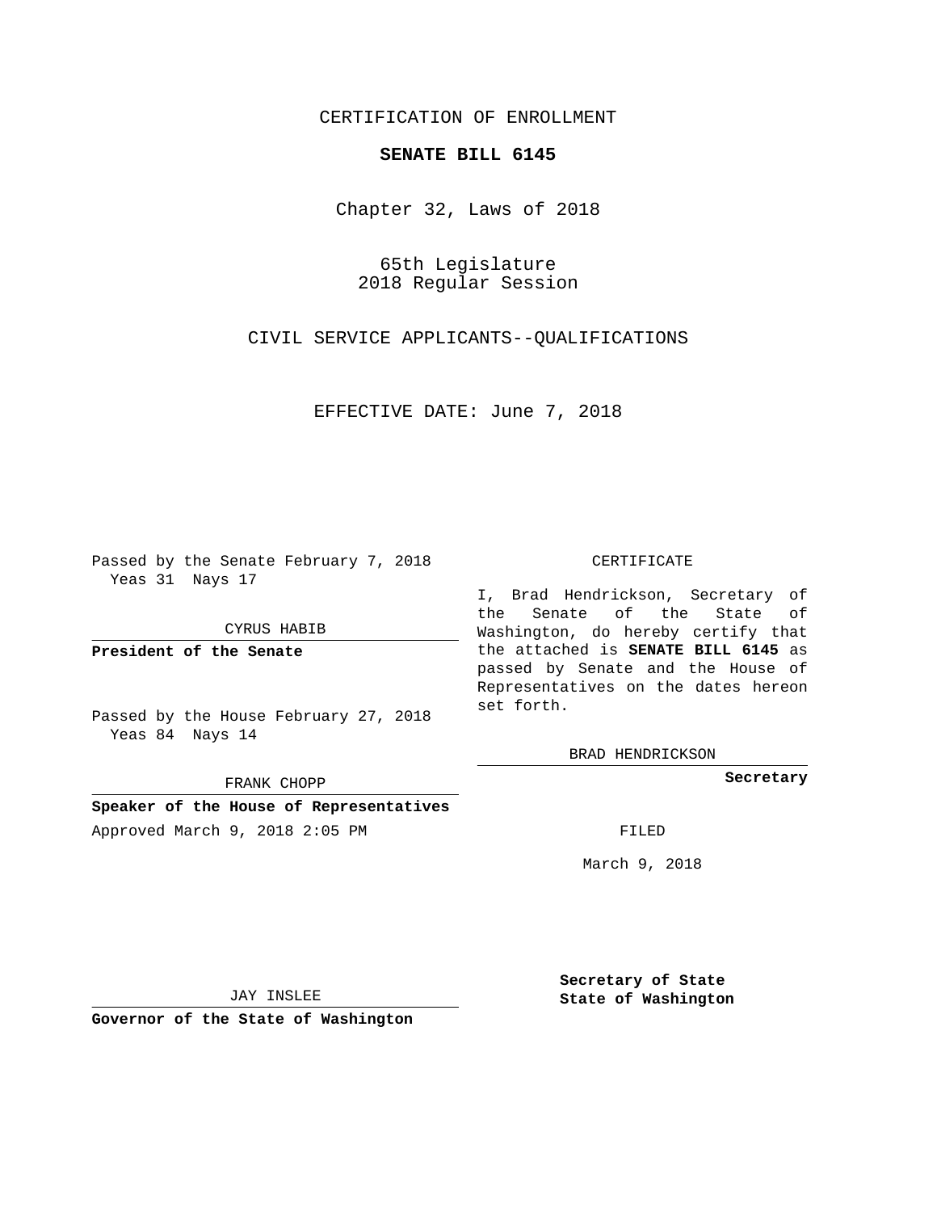CERTIFICATION OF ENROLLMENT

**SENATE BILL 6145**

Chapter 32, Laws of 2018

65th Legislature
2018 Regular Session

CIVIL SERVICE APPLICANTS--QUALIFICATIONS

EFFECTIVE DATE: June 7, 2018

Passed by the Senate February 7, 2018
Yeas 31 Nays 17

CYRUS HABIB

**President of the Senate**

Passed by the House February 27, 2018
Yeas 84 Nays 14

FRANK CHOPP

**Speaker of the House of Representatives**

Approved March 9, 2018 2:05 PM

JAY INSLEE

**Governor of the State of Washington**

CERTIFICATE

I, Brad Hendrickson, Secretary of the Senate of the State of Washington, do hereby certify that the attached is **SENATE BILL 6145** as passed by Senate and the House of Representatives on the dates hereon set forth.

BRAD HENDRICKSON

**Secretary**

FILED

March 9, 2018

**Secretary of State**
**State of Washington**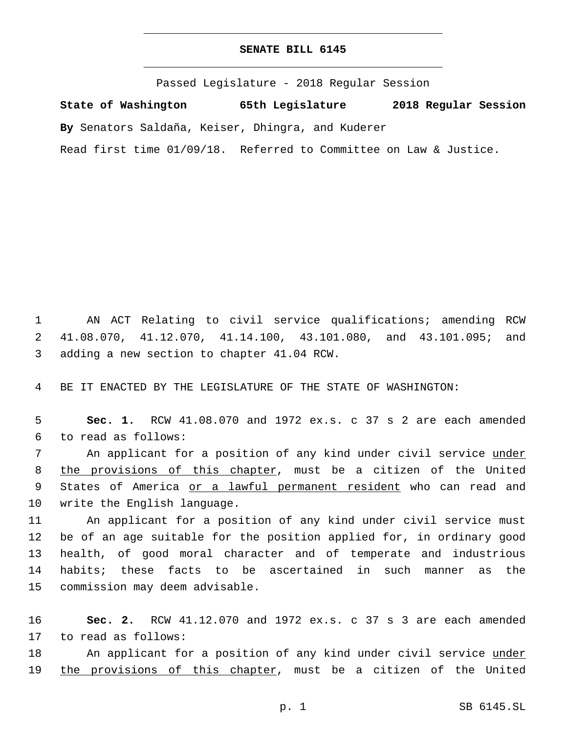# SENATE BILL 6145

Passed Legislature - 2018 Regular Session

**State of Washington 65th Legislature 2018 Regular Session**

**By** Senators Saldaña, Keiser, Dhingra, and Kuderer

Read first time 01/09/18. Referred to Committee on Law & Justice.

1 AN ACT Relating to civil service qualifications; amending RCW 2 41.08.070, 41.12.070, 41.14.100, 43.101.080, and 43.101.095; and 3 adding a new section to chapter 41.04 RCW.

4 BE IT ENACTED BY THE LEGISLATURE OF THE STATE OF WASHINGTON:

5 **Sec. 1.** RCW 41.08.070 and 1972 ex.s. c 37 s 2 are each amended 6 to read as follows:

7 An applicant for a position of any kind under civil service <u>under</u> 8 <u>the provisions of this chapter</u>, must be a citizen of the United 9 States of America <u>or a lawful permanent resident</u> who can read and 10 write the English language.

11 An applicant for a position of any kind under civil service must 12 be of an age suitable for the position applied for, in ordinary good 13 health, of good moral character and of temperate and industrious 14 habits; these facts to be ascertained in such manner as the 15 commission may deem advisable.

16 **Sec. 2.** RCW 41.12.070 and 1972 ex.s. c 37 s 3 are each amended 17 to read as follows:

18 An applicant for a position of any kind under civil service <u>under</u> 19 <u>the provisions of this chapter</u>, must be a citizen of the United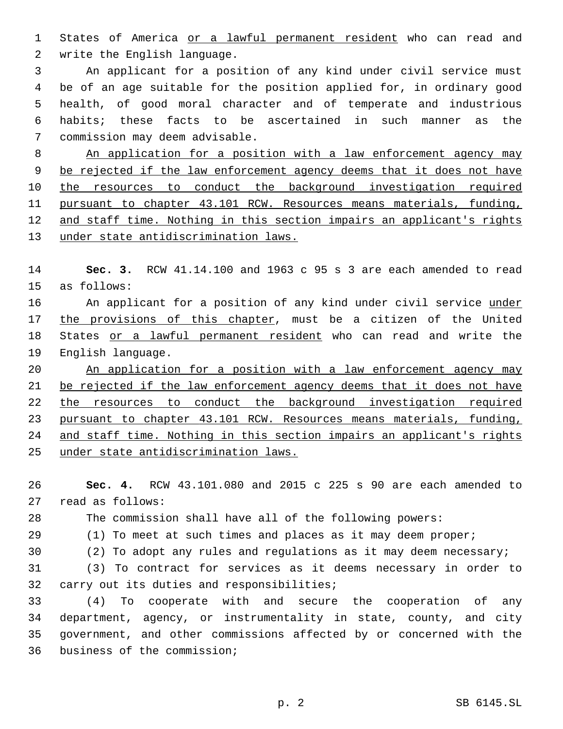States of America <u>or a lawful permanent resident</u> who can read and write the English language.

An applicant for a position of any kind under civil service must be of an age suitable for the position applied for, in ordinary good health, of good moral character and of temperate and industrious habits; these facts to be ascertained in such manner as the commission may deem advisable.

<u>An application for a position with a law enforcement agency may be rejected if the law enforcement agency deems that it does not have the resources to conduct the background investigation required pursuant to chapter 43.101 RCW. Resources means materials, funding, and staff time. Nothing in this section impairs an applicant's rights under state antidiscrimination laws.</u>

**Sec. 3.** RCW 41.14.100 and 1963 c 95 s 3 are each amended to read as follows:

An applicant for a position of any kind under civil service <u>under the provisions of this chapter</u>, must be a citizen of the United States <u>or a lawful permanent resident</u> who can read and write the English language.

<u>An application for a position with a law enforcement agency may be rejected if the law enforcement agency deems that it does not have the resources to conduct the background investigation required pursuant to chapter 43.101 RCW. Resources means materials, funding, and staff time. Nothing in this section impairs an applicant's rights under state antidiscrimination laws.</u>

**Sec. 4.** RCW 43.101.080 and 2015 c 225 s 90 are each amended to read as follows:

The commission shall have all of the following powers:

(1) To meet at such times and places as it may deem proper;

(2) To adopt any rules and regulations as it may deem necessary;

(3) To contract for services as it deems necessary in order to carry out its duties and responsibilities;

(4) To cooperate with and secure the cooperation of any department, agency, or instrumentality in state, county, and city government, and other commissions affected by or concerned with the business of the commission;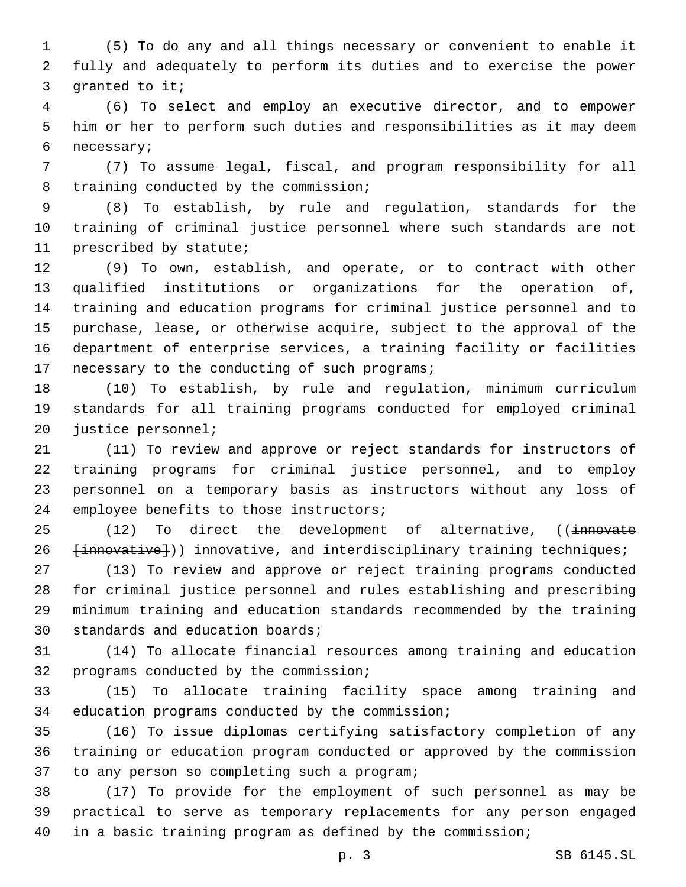(5) To do any and all things necessary or convenient to enable it fully and adequately to perform its duties and to exercise the power granted to it;

(6) To select and employ an executive director, and to empower him or her to perform such duties and responsibilities as it may deem necessary;

(7) To assume legal, fiscal, and program responsibility for all training conducted by the commission;

(8) To establish, by rule and regulation, standards for the training of criminal justice personnel where such standards are not prescribed by statute;

(9) To own, establish, and operate, or to contract with other qualified institutions or organizations for the operation of, training and education programs for criminal justice personnel and to purchase, lease, or otherwise acquire, subject to the approval of the department of enterprise services, a training facility or facilities necessary to the conducting of such programs;

(10) To establish, by rule and regulation, minimum curriculum standards for all training programs conducted for employed criminal justice personnel;

(11) To review and approve or reject standards for instructors of training programs for criminal justice personnel, and to employ personnel on a temporary basis as instructors without any loss of employee benefits to those instructors;

(12) To direct the development of alternative, ((~~innovate [innovative]~~)) innovative, and interdisciplinary training techniques;

(13) To review and approve or reject training programs conducted for criminal justice personnel and rules establishing and prescribing minimum training and education standards recommended by the training standards and education boards;

(14) To allocate financial resources among training and education programs conducted by the commission;

(15) To allocate training facility space among training and education programs conducted by the commission;

(16) To issue diplomas certifying satisfactory completion of any training or education program conducted or approved by the commission to any person so completing such a program;

(17) To provide for the employment of such personnel as may be practical to serve as temporary replacements for any person engaged in a basic training program as defined by the commission;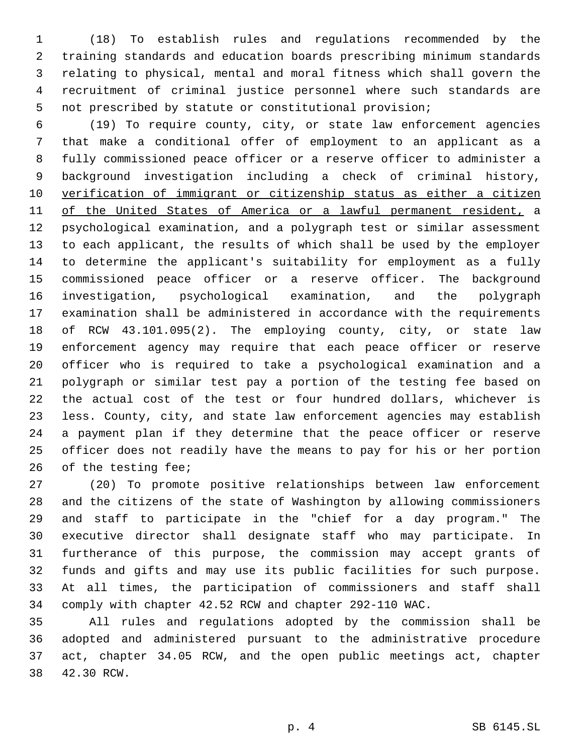(18) To establish rules and regulations recommended by the training standards and education boards prescribing minimum standards relating to physical, mental and moral fitness which shall govern the recruitment of criminal justice personnel where such standards are not prescribed by statute or constitutional provision;

(19) To require county, city, or state law enforcement agencies that make a conditional offer of employment to an applicant as a fully commissioned peace officer or a reserve officer to administer a background investigation including a check of criminal history, <u>verification of immigrant or citizenship status as either a citizen of the United States of America or a lawful permanent resident,</u> a psychological examination, and a polygraph test or similar assessment to each applicant, the results of which shall be used by the employer to determine the applicant's suitability for employment as a fully commissioned peace officer or a reserve officer. The background investigation, psychological examination, and the polygraph examination shall be administered in accordance with the requirements of RCW 43.101.095(2). The employing county, city, or state law enforcement agency may require that each peace officer or reserve officer who is required to take a psychological examination and a polygraph or similar test pay a portion of the testing fee based on the actual cost of the test or four hundred dollars, whichever is less. County, city, and state law enforcement agencies may establish a payment plan if they determine that the peace officer or reserve officer does not readily have the means to pay for his or her portion of the testing fee;

(20) To promote positive relationships between law enforcement and the citizens of the state of Washington by allowing commissioners and staff to participate in the "chief for a day program." The executive director shall designate staff who may participate. In furtherance of this purpose, the commission may accept grants of funds and gifts and may use its public facilities for such purpose. At all times, the participation of commissioners and staff shall comply with chapter 42.52 RCW and chapter 292-110 WAC.

All rules and regulations adopted by the commission shall be adopted and administered pursuant to the administrative procedure act, chapter 34.05 RCW, and the open public meetings act, chapter 42.30 RCW.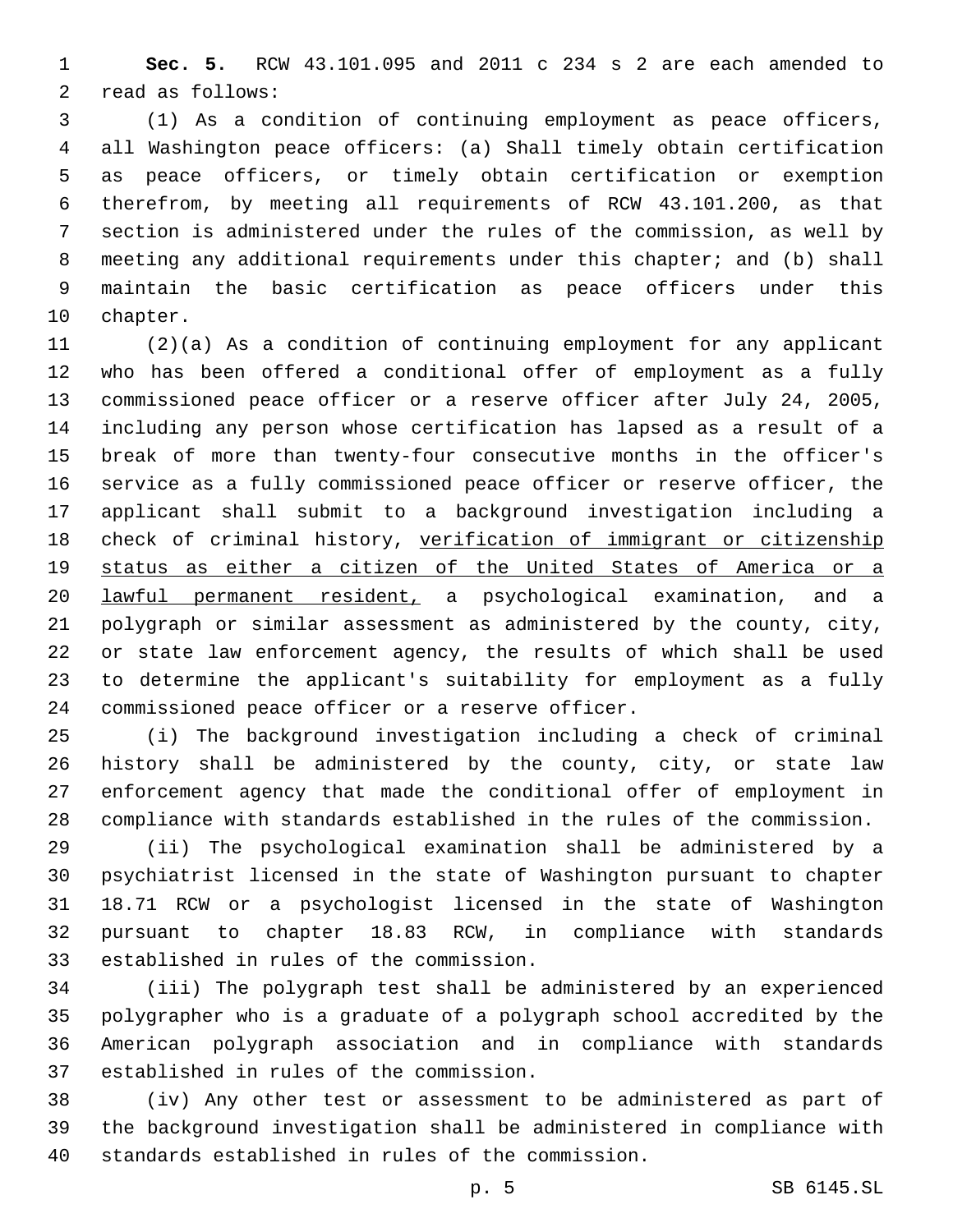**Sec. 5.** RCW 43.101.095 and 2011 c 234 s 2 are each amended to read as follows:

(1) As a condition of continuing employment as peace officers, all Washington peace officers: (a) Shall timely obtain certification as peace officers, or timely obtain certification or exemption therefrom, by meeting all requirements of RCW 43.101.200, as that section is administered under the rules of the commission, as well by meeting any additional requirements under this chapter; and (b) shall maintain the basic certification as peace officers under this chapter.

(2)(a) As a condition of continuing employment for any applicant who has been offered a conditional offer of employment as a fully commissioned peace officer or a reserve officer after July 24, 2005, including any person whose certification has lapsed as a result of a break of more than twenty-four consecutive months in the officer's service as a fully commissioned peace officer or reserve officer, the applicant shall submit to a background investigation including a check of criminal history, <u>verification of immigrant or citizenship status as either a citizen of the United States of America or a lawful permanent resident,</u> a psychological examination, and a polygraph or similar assessment as administered by the county, city, or state law enforcement agency, the results of which shall be used to determine the applicant's suitability for employment as a fully commissioned peace officer or a reserve officer.

(i) The background investigation including a check of criminal history shall be administered by the county, city, or state law enforcement agency that made the conditional offer of employment in compliance with standards established in the rules of the commission.

(ii) The psychological examination shall be administered by a psychiatrist licensed in the state of Washington pursuant to chapter 18.71 RCW or a psychologist licensed in the state of Washington pursuant to chapter 18.83 RCW, in compliance with standards established in rules of the commission.

(iii) The polygraph test shall be administered by an experienced polygrapher who is a graduate of a polygraph school accredited by the American polygraph association and in compliance with standards established in rules of the commission.

(iv) Any other test or assessment to be administered as part of the background investigation shall be administered in compliance with standards established in rules of the commission.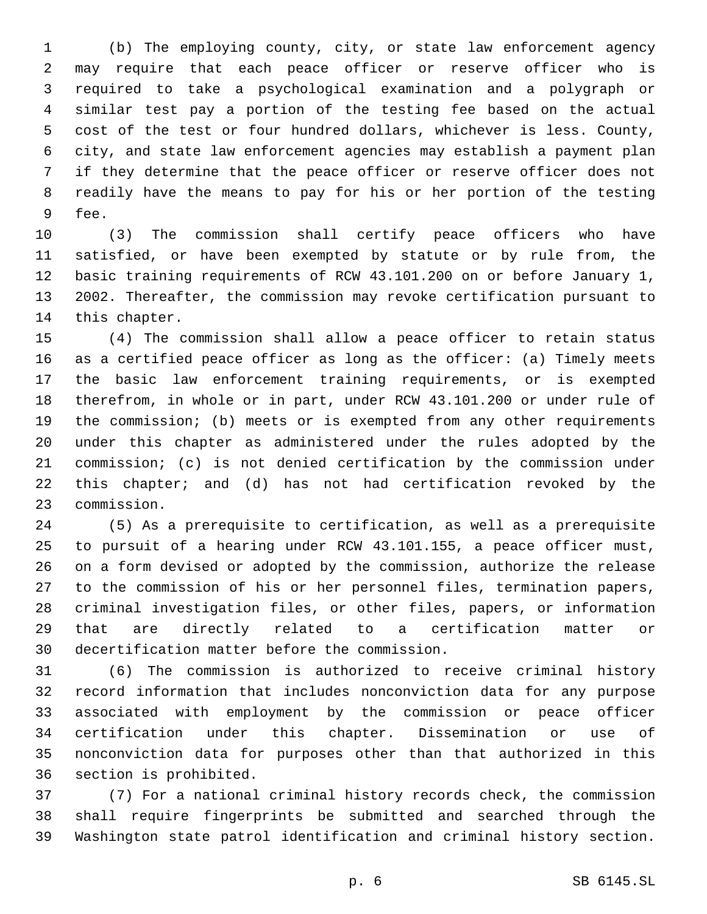(b) The employing county, city, or state law enforcement agency may require that each peace officer or reserve officer who is required to take a psychological examination and a polygraph or similar test pay a portion of the testing fee based on the actual cost of the test or four hundred dollars, whichever is less. County, city, and state law enforcement agencies may establish a payment plan if they determine that the peace officer or reserve officer does not readily have the means to pay for his or her portion of the testing fee.

(3) The commission shall certify peace officers who have satisfied, or have been exempted by statute or by rule from, the basic training requirements of RCW 43.101.200 on or before January 1, 2002. Thereafter, the commission may revoke certification pursuant to this chapter.

(4) The commission shall allow a peace officer to retain status as a certified peace officer as long as the officer: (a) Timely meets the basic law enforcement training requirements, or is exempted therefrom, in whole or in part, under RCW 43.101.200 or under rule of the commission; (b) meets or is exempted from any other requirements under this chapter as administered under the rules adopted by the commission; (c) is not denied certification by the commission under this chapter; and (d) has not had certification revoked by the commission.

(5) As a prerequisite to certification, as well as a prerequisite to pursuit of a hearing under RCW 43.101.155, a peace officer must, on a form devised or adopted by the commission, authorize the release to the commission of his or her personnel files, termination papers, criminal investigation files, or other files, papers, or information that are directly related to a certification matter or decertification matter before the commission.

(6) The commission is authorized to receive criminal history record information that includes nonconviction data for any purpose associated with employment by the commission or peace officer certification under this chapter. Dissemination or use of nonconviction data for purposes other than that authorized in this section is prohibited.

(7) For a national criminal history records check, the commission shall require fingerprints be submitted and searched through the Washington state patrol identification and criminal history section.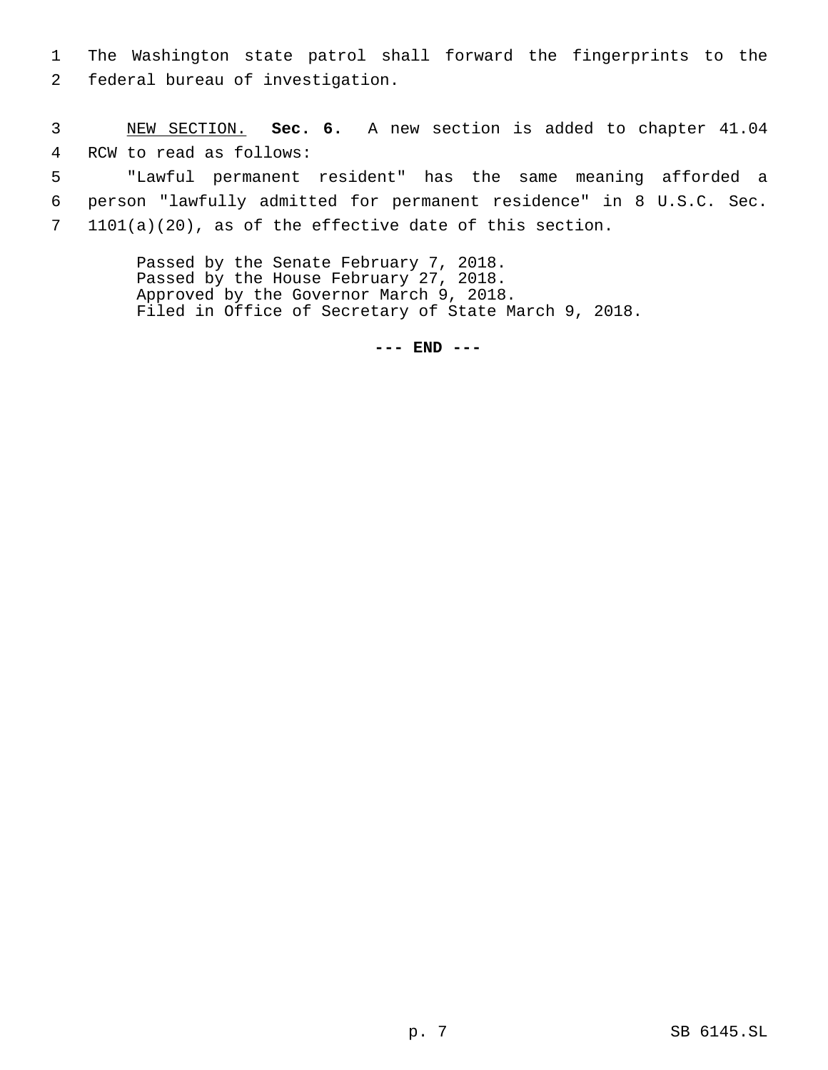The Washington state patrol shall forward the fingerprints to the federal bureau of investigation.

NEW SECTION. **Sec. 6.** A new section is added to chapter 41.04 RCW to read as follows:

"Lawful permanent resident" has the same meaning afforded a person "lawfully admitted for permanent residence" in 8 U.S.C. Sec. 1101(a)(20), as of the effective date of this section.

Passed by the Senate February 7, 2018.
Passed by the House February 27, 2018.
Approved by the Governor March 9, 2018.
Filed in Office of Secretary of State March 9, 2018.

**--- END ---**